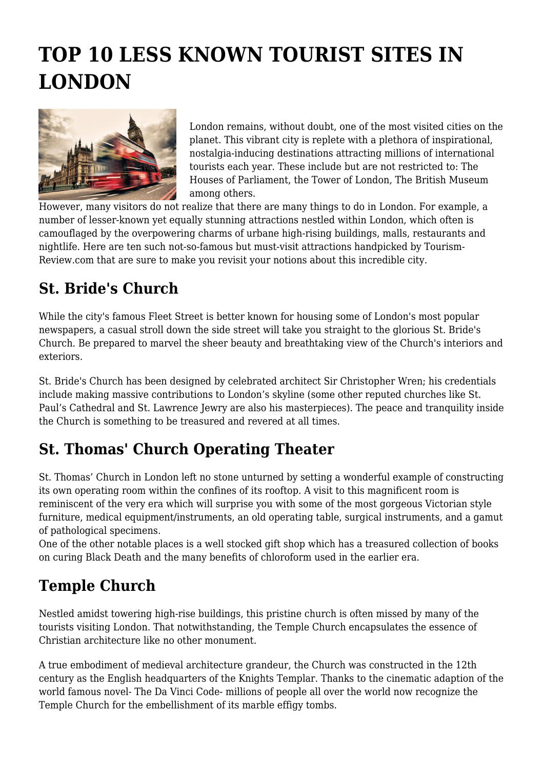# TOP 10 LESS KNOWN TOURIST SITES IN LONDON

London remains, without doubt, one of the most visited cities on the planet. This vibrant city is replete with a plethora of inspirational, nostalgia-inducing destinations attracting millions of international tourists each year. These include but are not restricted to: The Houses of Parliament, the Tower of London, The British Museum among others.

However, many visitors do not realize that there are many things to do in London. For example, a number of lesser-known yet equally stunning attractions nestled within London, which often is camouflaged by the overpowering charms of urbane high-rising buildings, malls, restaurants and nightlife. Here are ten such not-so-famous but must-visit attractions handpicked by Tourism-Review.com that are sure to make you revisit your notions about this incredible city.

## St. Bride's Church

While the city's famous Fleet Street is better known for housing some of London's most popular newspapers, a casual stroll down the side street will take you straight to the glorious St. Bride's Church. Be prepared to marvel the sheer beauty and breathtaking view of the Church's interiors and exteriors.

St. Bride's Church has been designed by celebrated architect Sir Christopher Wren; his credentials include making massive contributions to London’s skyline (some other reputed churches like St. Paul’s Cathedral and St. Lawrence Jewry are also his masterpieces). The peace and tranquility inside the Church is something to be treasured and revered at all times.

## St. Thomas' Church Operating Theater

St. Thomas’ Church in London left no stone unturned by setting a wonderful example of constructing its own operating room within the confines of its rooftop. A visit to this magnificent room is reminiscent of the very era which will surprise you with some of the most gorgeous Victorian style furniture, medical equipment/instruments, an old operating table, surgical instruments, and a gamut of pathological specimens.

One of the other notable places is a well stocked gift shop which has a treasured collection of books on curing Black Death and the many benefits of chloroform used in the earlier era.

## Temple Church

Nestled amidst towering high-rise buildings, this pristine church is often missed by many of the tourists visiting London. That notwithstanding, the Temple Church encapsulates the essence of Christian architecture like no other monument.

A true embodiment of medieval architecture grandeur, the Church was constructed in the 12th century as the English headquarters of the Knights Templar. Thanks to the cinematic adaption of the world famous novel- The Da Vinci Code- millions of people all over the world now recognize the Temple Church for the embellishment of its marble effigy tombs.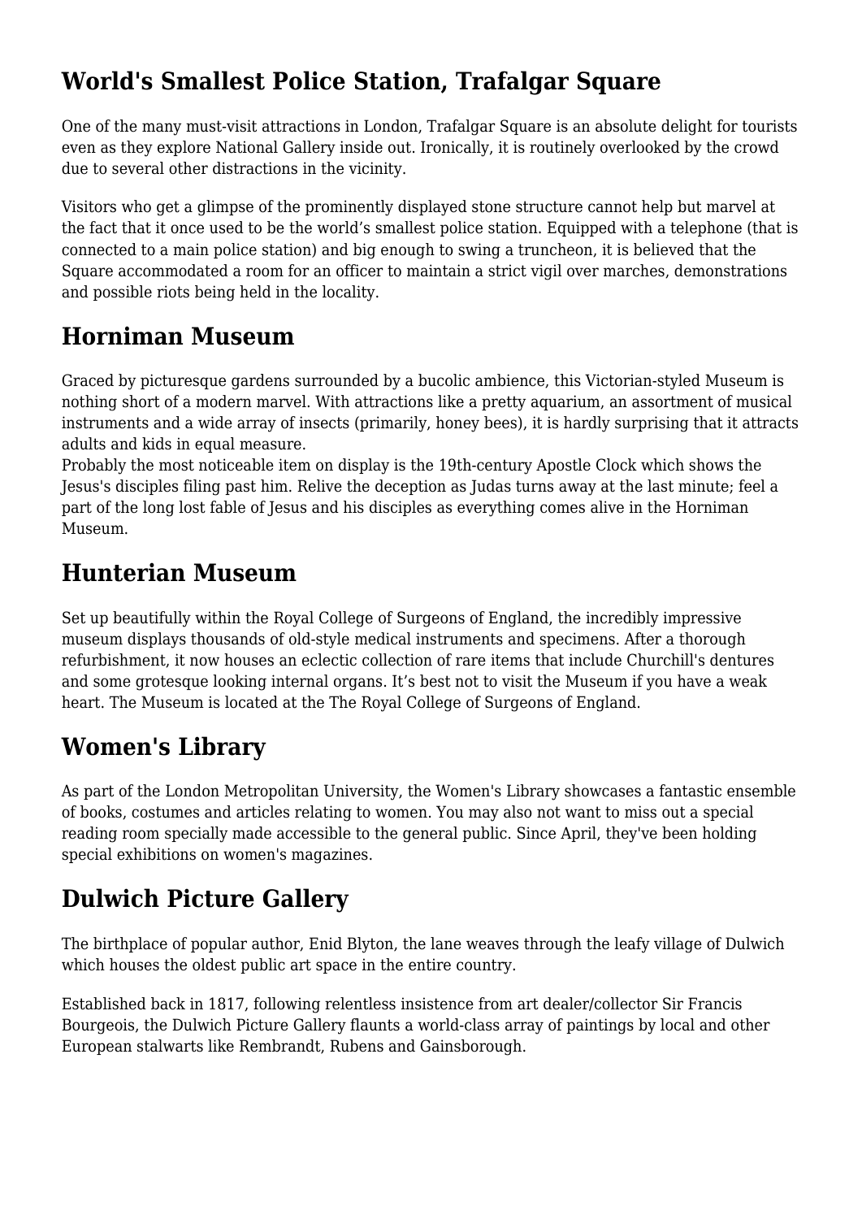## World's Smallest Police Station, Trafalgar Square

One of the many must-visit attractions in London, Trafalgar Square is an absolute delight for tourists even as they explore National Gallery inside out. Ironically, it is routinely overlooked by the crowd due to several other distractions in the vicinity.

Visitors who get a glimpse of the prominently displayed stone structure cannot help but marvel at the fact that it once used to be the world's smallest police station. Equipped with a telephone (that is connected to a main police station) and big enough to swing a truncheon, it is believed that the Square accommodated a room for an officer to maintain a strict vigil over marches, demonstrations and possible riots being held in the locality.

## Horniman Museum

Graced by picturesque gardens surrounded by a bucolic ambience, this Victorian-styled Museum is nothing short of a modern marvel. With attractions like a pretty aquarium, an assortment of musical instruments and a wide array of insects (primarily, honey bees), it is hardly surprising that it attracts adults and kids in equal measure.
Probably the most noticeable item on display is the 19th-century Apostle Clock which shows the Jesus's disciples filing past him. Relive the deception as Judas turns away at the last minute; feel a part of the long lost fable of Jesus and his disciples as everything comes alive in the Horniman Museum.

## Hunterian Museum

Set up beautifully within the Royal College of Surgeons of England, the incredibly impressive museum displays thousands of old-style medical instruments and specimens. After a thorough refurbishment, it now houses an eclectic collection of rare items that include Churchill's dentures and some grotesque looking internal organs. It's best not to visit the Museum if you have a weak heart. The Museum is located at the The Royal College of Surgeons of England.

## Women's Library

As part of the London Metropolitan University, the Women's Library showcases a fantastic ensemble of books, costumes and articles relating to women. You may also not want to miss out a special reading room specially made accessible to the general public. Since April, they've been holding special exhibitions on women's magazines.

## Dulwich Picture Gallery

The birthplace of popular author, Enid Blyton, the lane weaves through the leafy village of Dulwich which houses the oldest public art space in the entire country.

Established back in 1817, following relentless insistence from art dealer/collector Sir Francis Bourgeois, the Dulwich Picture Gallery flaunts a world-class array of paintings by local and other European stalwarts like Rembrandt, Rubens and Gainsborough.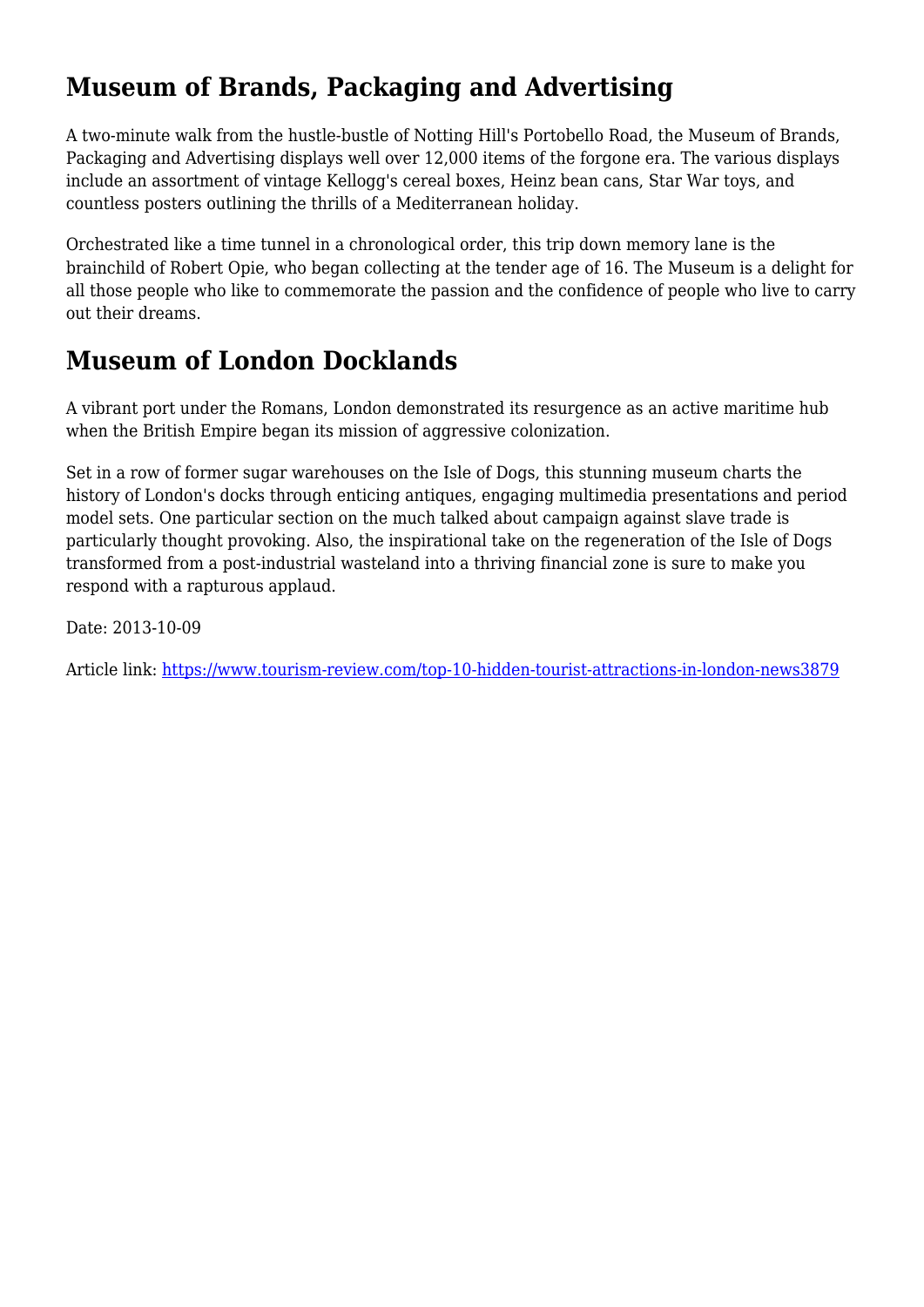## Museum of Brands, Packaging and Advertising

A two-minute walk from the hustle-bustle of Notting Hill's Portobello Road, the Museum of Brands, Packaging and Advertising displays well over 12,000 items of the forgone era. The various displays include an assortment of vintage Kellogg's cereal boxes, Heinz bean cans, Star War toys, and countless posters outlining the thrills of a Mediterranean holiday.

Orchestrated like a time tunnel in a chronological order, this trip down memory lane is the brainchild of Robert Opie, who began collecting at the tender age of 16. The Museum is a delight for all those people who like to commemorate the passion and the confidence of people who live to carry out their dreams.

## Museum of London Docklands

A vibrant port under the Romans, London demonstrated its resurgence as an active maritime hub when the British Empire began its mission of aggressive colonization.

Set in a row of former sugar warehouses on the Isle of Dogs, this stunning museum charts the history of London's docks through enticing antiques, engaging multimedia presentations and period model sets. One particular section on the much talked about campaign against slave trade is particularly thought provoking. Also, the inspirational take on the regeneration of the Isle of Dogs transformed from a post-industrial wasteland into a thriving financial zone is sure to make you respond with a rapturous applaud.

Date: 2013-10-09

Article link: https://www.tourism-review.com/top-10-hidden-tourist-attractions-in-london-news3879